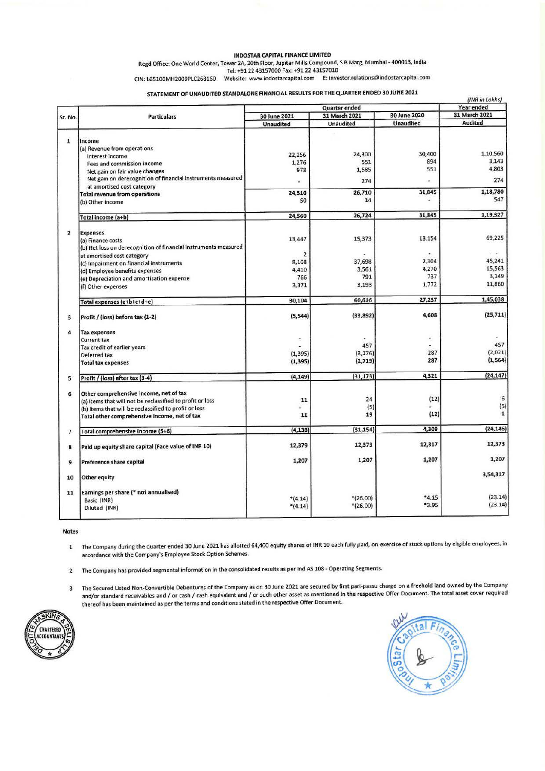**INDOSTAR CAPITAL FINANCE LIMITED**

Regd Office: One World Center, Tower 2A, 20th Floor, Jupiter Mills Compound, S B Marg, Mumbai - 400013, India
Tel: +91 22 43157000 Fax: +91 22 43157010
CIN: L65100MH2009PLC268160 Website: www.indostarcapital.com E: investor.relations@indostarcapital.com

**STATEMENT OF UNAUDITED STANDALONE FINANCIAL RESULTS FOR THE QUARTER ENDED 30 JUNE 2021**

*(INR in Lakhs)*

| Sr. No. | Particulars | Quarter ended | | | Year ended |
|---|---|---|---|---|---|
| | | 30 June 2021 | 31 March 2021 | 30 June 2020 | 31 March 2021 |
| | | Unaudited | Unaudited | Unaudited | Audited |
| 1 | Income | | | | |
| | (a) Revenue from operations | | | | |
| | Interest income | 22,256 | 24,300 | 30,400 | 1,10,560 |
| | Fees and commission income | 1,276 | 551 | 894 | 3,143 |
| | Net gain on fair value changes | 978 | 1,585 | 551 | 4,803 |
| | Net gain on derecognition of financial instruments measured at amortised cost category | - | 274 | - | 274 |
| | Total revenue from operations | 24,510 | 26,710 | 31,845 | 1,18,780 |
| | (b) Other income | 50 | 14 | - | 547 |
| | Total income (a+b) | 24,560 | 26,724 | 31,845 | 1,19,327 |
| 2 | Expenses | | | | |
| | (a) Finance costs | 13,447 | 15,373 | 18,154 | 69,225 |
| | (b) Net loss on derecognition of financial instruments measured at amortised cost category | 2 | - | - | - |
| | (c) Impairment on financial instruments | 8,108 | 37,698 | 2,304 | 45,241 |
| | (d) Employee benefits expenses | 4,410 | 3,561 | 4,270 | 15,563 |
| | (e) Depreciation and amortisation expense | 766 | 791 | 737 | 3,149 |
| | (f) Other expenses | 3,371 | 3,193 | 1,772 | 11,860 |
| | Total expenses (a+b+c+d+e) | 30,104 | 60,616 | 27,237 | 1,45,038 |
| 3 | Profit / (loss) before tax (1-2) | (5,544) | (33,892) | 4,608 | (25,711) |
| 4 | Tax expenses | | | | |
| | Current tax | - | - | - | - |
| | Tax credit of earlier years | - | 457 | - | 457 |
| | Deferred tax | (1,395) | (3,176) | 287 | (2,021) |
| | Total tax expenses | (1,395) | (2,719) | 287 | (1,564) |
| 5 | Profit / (loss) after tax (3-4) | (4,149) | (31,173) | 4,321 | (24,147) |
| 6 | Other comprehensive income, net of tax | | | | |
| | (a) Items that will not be reclassified to profit or loss | 11 | 24 | (12) | 6 |
| | (b) Items that will be reclassified to profit or loss | - | (5) | - | (5) |
| | Total other comprehensive income, net of tax | 11 | 19 | (12) | 1 |
| 7 | Total comprehensive income (5+6) | (4,138) | (31,154) | 4,309 | (24,146) |
| 8 | Paid up equity share capital (Face value of INR 10) | 12,379 | 12,373 | 12,317 | 12,373 |
| 9 | Preference share capital | 1,207 | 1,207 | 1,207 | 1,207 |
| 10 | Other equity | | | | 3,54,317 |
| 11 | Earnings per share (* not annualised) | | | | |
| | Basic (INR) | *(4.14) | *(26.00) | *4.15 | (23.14) |
| | Diluted (INR) | *(4.14) | *(26.00) | *3.95 | (23.14) |

Notes

1. The Company during the quarter ended 30 June 2021 has allotted 64,400 equity shares of INR 10 each fully paid, on exercise of stock options by eligible employees, in accordance with the Company's Employee Stock Option Schemes.

2. The Company has provided segmental information in the consolidated results as per Ind AS 108 - Operating Segments.

3. The Secured Listed Non-Convertible Debentures of the Company as on 30 June 2021 are secured by first pari-passu charge on a freehold land owned by the Company and/or standard receivables and / or cash / cash equivalent and / or such other asset as mentioned in the respective Offer Document. The total asset cover required thereof has been maintained as per the terms and conditions stated in the respective Offer Document.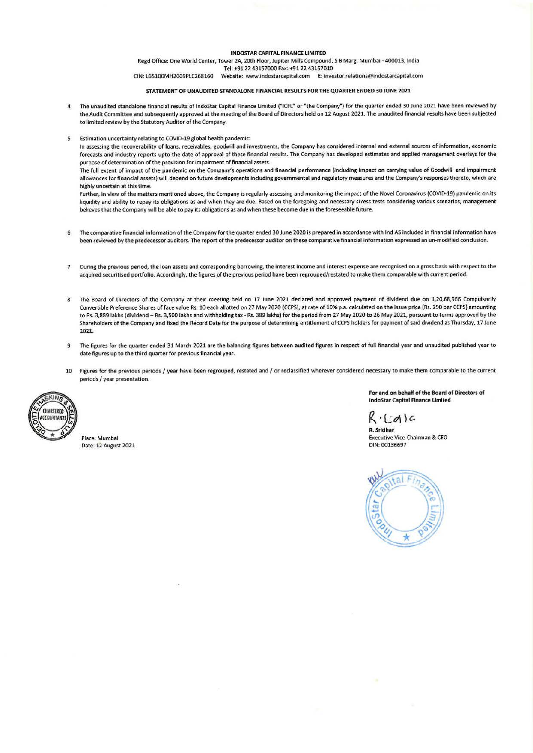**INDOSTAR CAPITAL FINANCE LIMITED**

Regd Office: One World Center, Tower 2A, 20th Floor, Jupiter Mills Compound, S B Marg, Mumbai - 400013, India
Tel: +91 22 43157000 Fax: +91 22 43157010
CIN: L65100MH2009PLC268160 Website: www.indostarcapital.com E: investor.relations@indostarcapital.com

**STATEMENT OF UNAUDITED STANDALONE FINANCIAL RESULTS FOR THE QUARTER ENDED 30 JUNE 2021**

4. The unaudited standalone financial results of IndoStar Capital Finance Limited ("ICFL" or "the Company") for the quarter ended 30 June 2021 have been reviewed by the Audit Committee and subsequently approved at the meeting of the Board of Directors held on 12 August 2021. The unaudited financial results have been subjected to limited review by the Statutory Auditor of the Company.

5. Estimation uncertainty relating to COVID-19 global health pandemic:
   In assessing the recoverability of loans, receivables, goodwill and investments, the Company has considered internal and external sources of information, economic forecasts and industry reports upto the date of approval of these financial results. The Company has developed estimates and applied management overlays for the purpose of determination of the provision for impairment of financial assets.
   The full extent of impact of the pandemic on the Company's operations and financial performance (including impact on carrying value of Goodwill and impairment allowances for financial assets) will depend on future developments including governmental and regulatory measures and the Company's responses thereto, which are highly uncertain at this time.
   Further, in view of the matters mentioned above, the Company is regularly assessing and monitoring the impact of the Novel Coronavirus (COVID-19) pandemic on its liquidity and ability to repay its obligations as and when they are due. Based on the foregoing and necessary stress tests considering various scenarios, management believes that the Company will be able to pay its obligations as and when these become due in the foreseeable future.

6. The comparative financial information of the Company for the quarter ended 30 June 2020 is prepared in accordance with Ind AS included in financial information have been reviewed by the predecessor auditors. The report of the predecessor auditor on these comparative financial information expressed an un-modified conclusion.

7. During the previous period, the loan assets and corresponding borrowing, the interest income and interest expense are recognised on a gross basis with respect to the acquired securitised portfolio. Accordingly, the figures of the previous period have been regrouped/restated to make them comparable with current period.

8. The Board of Directors of the Company at their meeting held on 17 June 2021 declared and approved payment of dividend due on 1,20,68,966 Compulsorily Convertible Preference Shares of face value Rs. 10 each allotted on 27 May 2020 (CCPS), at rate of 10% p.a. calculated on the issue price (Rs. 290 per CCPS) amounting to Rs. 3,889 lakhs (dividend – Rs. 3,500 lakhs and withholding tax - Rs. 389 lakhs) for the period from 27 May 2020 to 26 May 2021, pursuant to terms approved by the Shareholders of the Company and fixed the Record Date for the purpose of determining entitlement of CCPS holders for payment of said dividend as Thursday, 17 June 2021.

9. The figures for the quarter ended 31 March 2021 are the balancing figures between audited figures in respect of full financial year and unaudited published year to date figures up to the third quarter for previous financial year.

10. Figures for the previous periods / year have been regrouped, restated and / or reclassified wherever considered necessary to make them comparable to the current periods / year presentation.

Place: Mumbai
Date: 12 August 2021

**For and on behalf of the Board of Directors of IndoStar Capital Finance Limited**

R. Sridhar
Executive Vice-Chairman & CEO
DIN: 00136697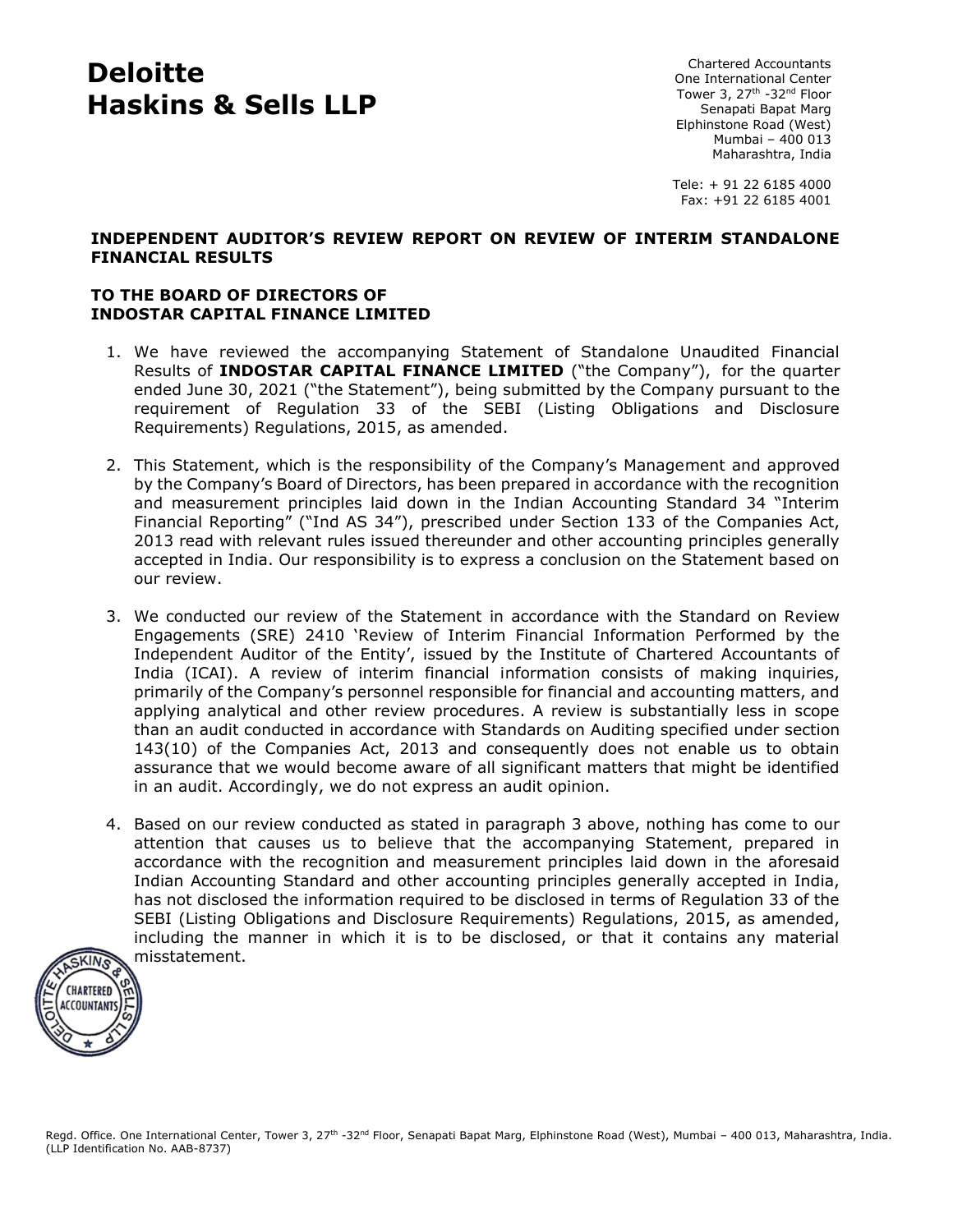# Deloitte Haskins & Sells LLP

Chartered Accountants
One International Center
Tower 3, 27th -32nd Floor
Senapati Bapat Marg
Elphinstone Road (West)
Mumbai – 400 013
Maharashtra, India

Tele: + 91 22 6185 4000
Fax: +91 22 6185 4001

**INDEPENDENT AUDITOR'S REVIEW REPORT ON REVIEW OF INTERIM STANDALONE FINANCIAL RESULTS**

**TO THE BOARD OF DIRECTORS OF**
**INDOSTAR CAPITAL FINANCE LIMITED**

1. We have reviewed the accompanying Statement of Standalone Unaudited Financial Results of **INDOSTAR CAPITAL FINANCE LIMITED** ("the Company"), for the quarter ended June 30, 2021 ("the Statement"), being submitted by the Company pursuant to the requirement of Regulation 33 of the SEBI (Listing Obligations and Disclosure Requirements) Regulations, 2015, as amended.

2. This Statement, which is the responsibility of the Company's Management and approved by the Company's Board of Directors, has been prepared in accordance with the recognition and measurement principles laid down in the Indian Accounting Standard 34 "Interim Financial Reporting" ("Ind AS 34"), prescribed under Section 133 of the Companies Act, 2013 read with relevant rules issued thereunder and other accounting principles generally accepted in India. Our responsibility is to express a conclusion on the Statement based on our review.

3. We conducted our review of the Statement in accordance with the Standard on Review Engagements (SRE) 2410 'Review of Interim Financial Information Performed by the Independent Auditor of the Entity', issued by the Institute of Chartered Accountants of India (ICAI). A review of interim financial information consists of making inquiries, primarily of the Company's personnel responsible for financial and accounting matters, and applying analytical and other review procedures. A review is substantially less in scope than an audit conducted in accordance with Standards on Auditing specified under section 143(10) of the Companies Act, 2013 and consequently does not enable us to obtain assurance that we would become aware of all significant matters that might be identified in an audit. Accordingly, we do not express an audit opinion.

4. Based on our review conducted as stated in paragraph 3 above, nothing has come to our attention that causes us to believe that the accompanying Statement, prepared in accordance with the recognition and measurement principles laid down in the aforesaid Indian Accounting Standard and other accounting principles generally accepted in India, has not disclosed the information required to be disclosed in terms of Regulation 33 of the SEBI (Listing Obligations and Disclosure Requirements) Regulations, 2015, as amended, including the manner in which it is to be disclosed, or that it contains any material misstatement.

Regd. Office. One International Center, Tower 3, 27th -32nd Floor, Senapati Bapat Marg, Elphinstone Road (West), Mumbai – 400 013, Maharashtra, India. (LLP Identification No. AAB-8737)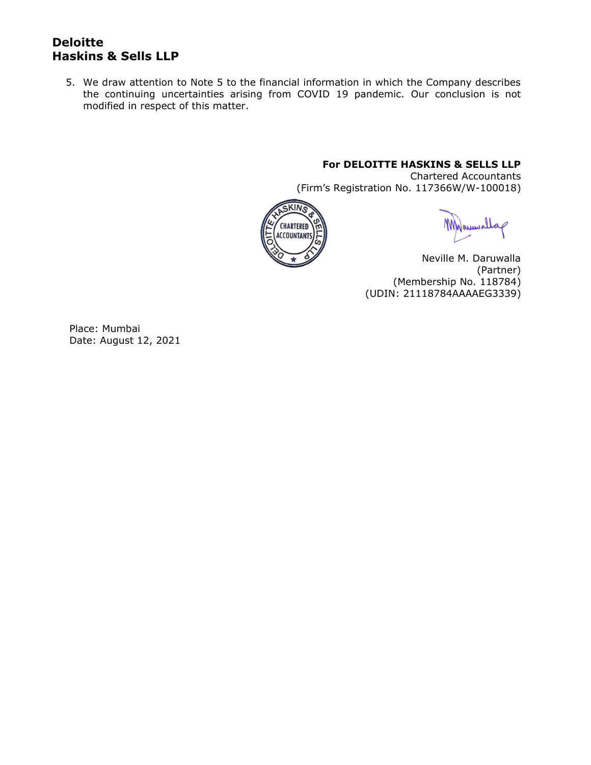**Deloitte**
**Haskins & Sells LLP**

5. We draw attention to Note 5 to the financial information in which the Company describes the continuing uncertainties arising from COVID 19 pandemic. Our conclusion is not modified in respect of this matter.

**For DELOITTE HASKINS & SELLS LLP**
Chartered Accountants
(Firm's Registration No. 117366W/W-100018)

Neville M. Daruwalla
(Partner)
(Membership No. 118784)
(UDIN: 21118784AAAAEG3339)

Place: Mumbai
Date: August 12, 2021